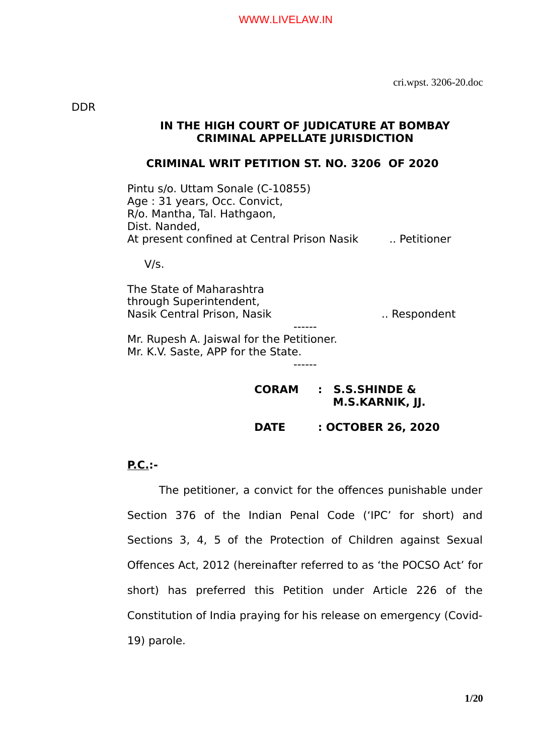DDR

**IN THE HIGH COURT OF JUDICATURE AT BOMBAY**
**CRIMINAL APPELLATE JURISDICTION**

**CRIMINAL WRIT PETITION ST. NO. 3206 OF 2020**

Pintu s/o. Uttam Sonale (C-10855)
Age : 31 years, Occ. Convict,
R/o. Mantha, Tal. Hathgaon,
Dist. Nanded,
At present confined at Central Prison Nasik .. Petitioner

V/s.

The State of Maharashtra
through Superintendent,
Nasik Central Prison, Nasik .. Respondent

------

Mr. Rupesh A. Jaiswal for the Petitioner.
Mr. K.V. Saste, APP for the State.

------

**CORAM : S.S.SHINDE & M.S.KARNIK, JJ.**

**DATE : OCTOBER 26, 2020**

**P.C.:-**

The petitioner, a convict for the offences punishable under Section 376 of the Indian Penal Code ('IPC' for short) and Sections 3, 4, 5 of the Protection of Children against Sexual Offences Act, 2012 (hereinafter referred to as 'the POCSO Act' for short) has preferred this Petition under Article 226 of the Constitution of India praying for his release on emergency (Covid-19) parole.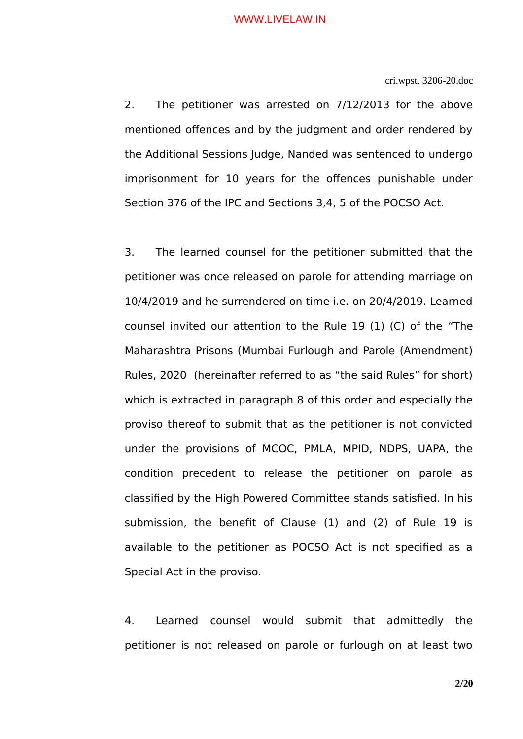2. The petitioner was arrested on 7/12/2013 for the above mentioned offences and by the judgment and order rendered by the Additional Sessions Judge, Nanded was sentenced to undergo imprisonment for 10 years for the offences punishable under Section 376 of the IPC and Sections 3,4, 5 of the POCSO Act.

3. The learned counsel for the petitioner submitted that the petitioner was once released on parole for attending marriage on 10/4/2019 and he surrendered on time i.e. on 20/4/2019. Learned counsel invited our attention to the Rule 19 (1) (C) of the "The Maharashtra Prisons (Mumbai Furlough and Parole (Amendment) Rules, 2020 (hereinafter referred to as "the said Rules" for short) which is extracted in paragraph 8 of this order and especially the proviso thereof to submit that as the petitioner is not convicted under the provisions of MCOC, PMLA, MPID, NDPS, UAPA, the condition precedent to release the petitioner on parole as classified by the High Powered Committee stands satisfied. In his submission, the benefit of Clause (1) and (2) of Rule 19 is available to the petitioner as POCSO Act is not specified as a Special Act in the proviso.

4. Learned counsel would submit that admittedly the petitioner is not released on parole or furlough on at least two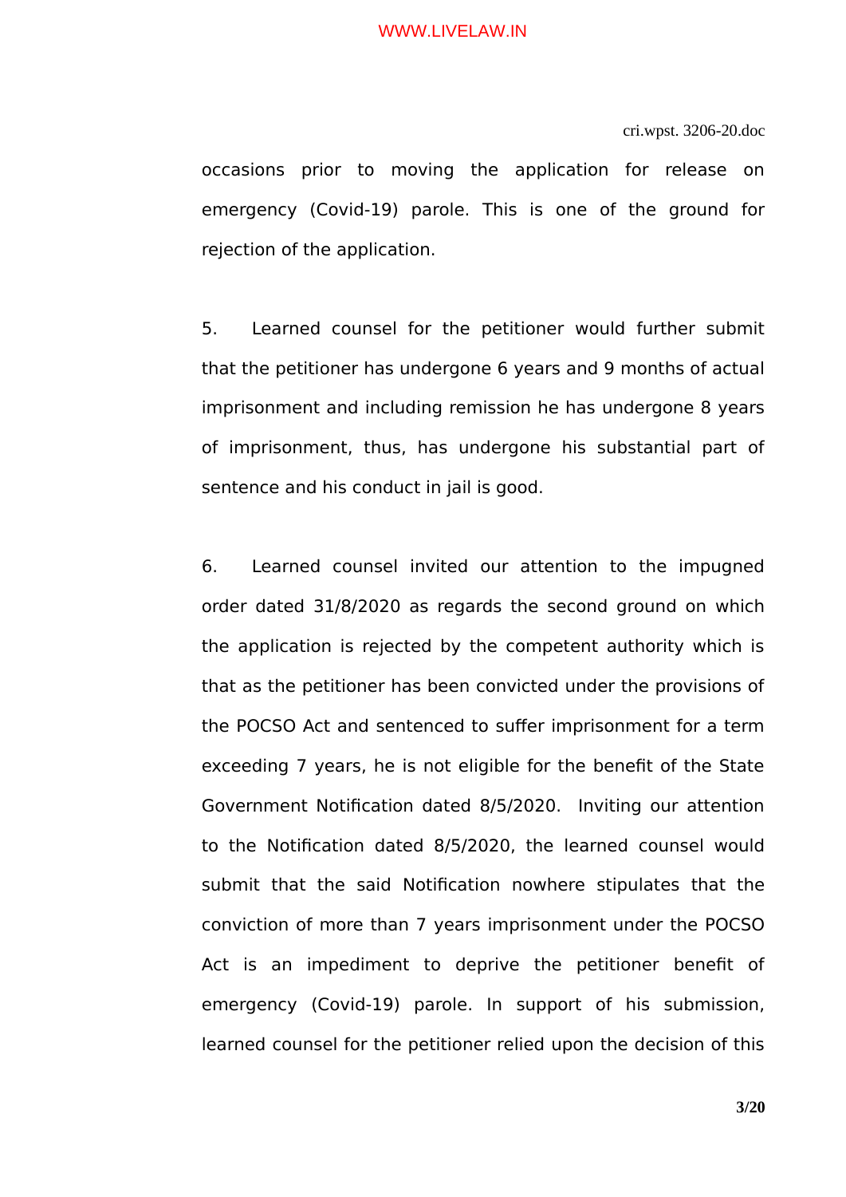occasions prior to moving the application for release on emergency (Covid-19) parole. This is one of the ground for rejection of the application.

5. Learned counsel for the petitioner would further submit that the petitioner has undergone 6 years and 9 months of actual imprisonment and including remission he has undergone 8 years of imprisonment, thus, has undergone his substantial part of sentence and his conduct in jail is good.

6. Learned counsel invited our attention to the impugned order dated 31/8/2020 as regards the second ground on which the application is rejected by the competent authority which is that as the petitioner has been convicted under the provisions of the POCSO Act and sentenced to suffer imprisonment for a term exceeding 7 years, he is not eligible for the benefit of the State Government Notification dated 8/5/2020. Inviting our attention to the Notification dated 8/5/2020, the learned counsel would submit that the said Notification nowhere stipulates that the conviction of more than 7 years imprisonment under the POCSO Act is an impediment to deprive the petitioner benefit of emergency (Covid-19) parole. In support of his submission, learned counsel for the petitioner relied upon the decision of this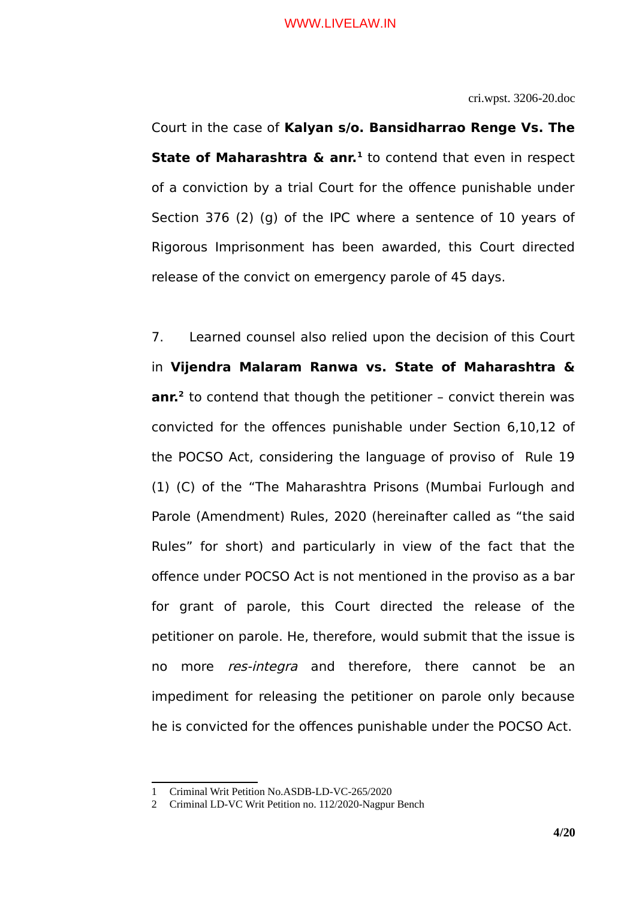Court in the case of **Kalyan s/o. Bansidharrao Renge Vs. The State of Maharashtra & anr.**[1] to contend that even in respect of a conviction by a trial Court for the offence punishable under Section 376 (2) (g) of the IPC where a sentence of 10 years of Rigorous Imprisonment has been awarded, this Court directed release of the convict on emergency parole of 45 days.

7. Learned counsel also relied upon the decision of this Court in **Vijendra Malaram Ranwa vs. State of Maharashtra & anr.**[2] to contend that though the petitioner – convict therein was convicted for the offences punishable under Section 6,10,12 of the POCSO Act, considering the language of proviso of Rule 19 (1) (C) of the "The Maharashtra Prisons (Mumbai Furlough and Parole (Amendment) Rules, 2020 (hereinafter called as "the said Rules" for short) and particularly in view of the fact that the offence under POCSO Act is not mentioned in the proviso as a bar for grant of parole, this Court directed the release of the petitioner on parole. He, therefore, would submit that the issue is no more *res-integra* and therefore, there cannot be an impediment for releasing the petitioner on parole only because he is convicted for the offences punishable under the POCSO Act.

---

1 Criminal Writ Petition No.ASDB-LD-VC-265/2020

2 Criminal LD-VC Writ Petition no. 112/2020-Nagpur Bench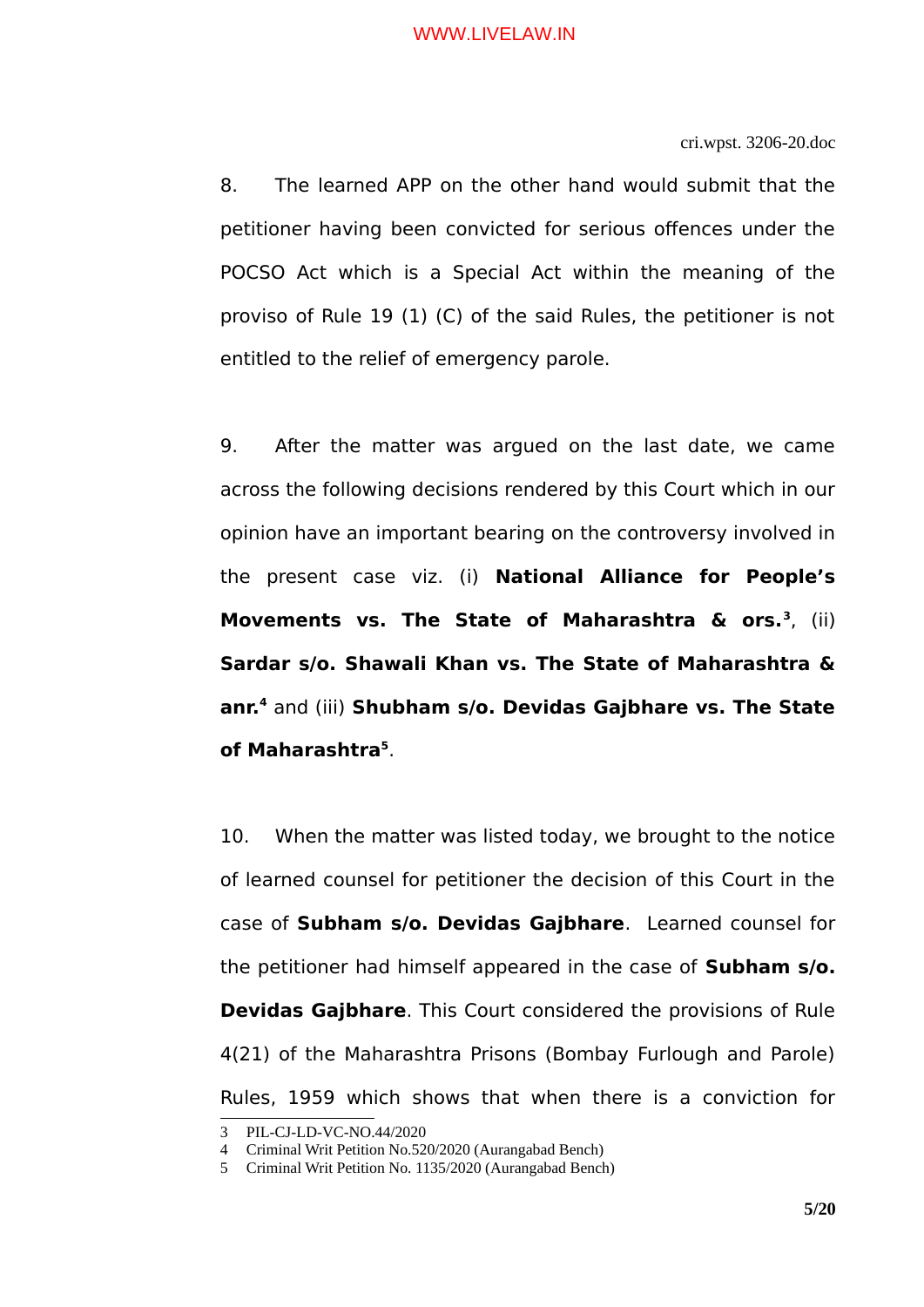8. The learned APP on the other hand would submit that the petitioner having been convicted for serious offences under the POCSO Act which is a Special Act within the meaning of the proviso of Rule 19 (1) (C) of the said Rules, the petitioner is not entitled to the relief of emergency parole.

9. After the matter was argued on the last date, we came across the following decisions rendered by this Court which in our opinion have an important bearing on the controversy involved in the present case viz. (i) **National Alliance for People's Movements vs. The State of Maharashtra & ors.**[3], (ii) **Sardar s/o. Shawali Khan vs. The State of Maharashtra & anr.**[4] and (iii) **Shubham s/o. Devidas Gajbhare vs. The State of Maharashtra**[5].

10. When the matter was listed today, we brought to the notice of learned counsel for petitioner the decision of this Court in the case of **Subham s/o. Devidas Gajbhare**. Learned counsel for the petitioner had himself appeared in the case of **Subham s/o. Devidas Gajbhare**. This Court considered the provisions of Rule 4(21) of the Maharashtra Prisons (Bombay Furlough and Parole) Rules, 1959 which shows that when there is a conviction for

---

3 PIL-CJ-LD-VC-NO.44/2020

4 Criminal Writ Petition No.520/2020 (Aurangabad Bench)

5 Criminal Writ Petition No. 1135/2020 (Aurangabad Bench)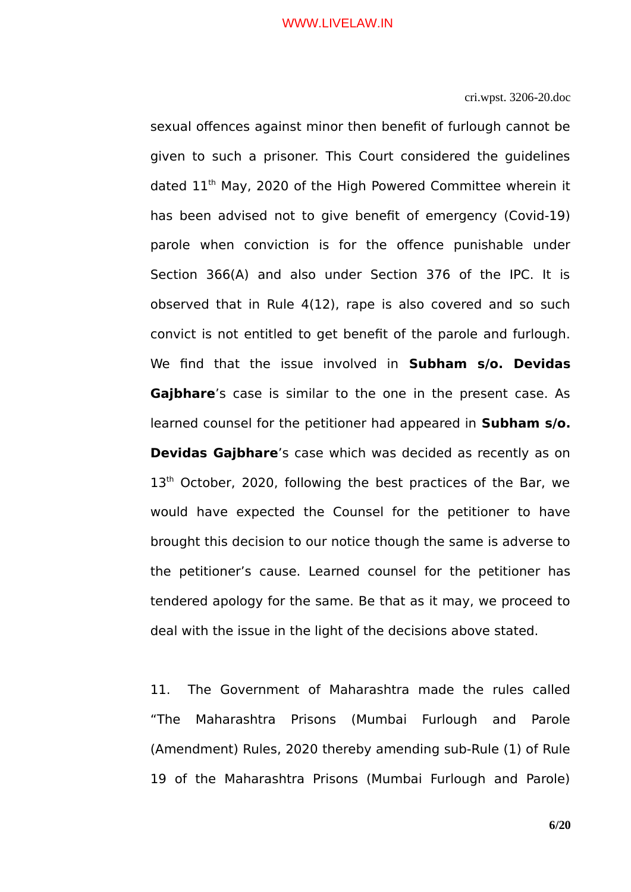sexual offences against minor then benefit of furlough cannot be given to such a prisoner. This Court considered the guidelines dated 11th May, 2020 of the High Powered Committee wherein it has been advised not to give benefit of emergency (Covid-19) parole when conviction is for the offence punishable under Section 366(A) and also under Section 376 of the IPC. It is observed that in Rule 4(12), rape is also covered and so such convict is not entitled to get benefit of the parole and furlough. We find that the issue involved in **Subham s/o. Devidas Gajbhare**'s case is similar to the one in the present case. As learned counsel for the petitioner had appeared in **Subham s/o. Devidas Gajbhare**'s case which was decided as recently as on 13th October, 2020, following the best practices of the Bar, we would have expected the Counsel for the petitioner to have brought this decision to our notice though the same is adverse to the petitioner's cause. Learned counsel for the petitioner has tendered apology for the same. Be that as it may, we proceed to deal with the issue in the light of the decisions above stated.

11. The Government of Maharashtra made the rules called "The Maharashtra Prisons (Mumbai Furlough and Parole (Amendment) Rules, 2020 thereby amending sub-Rule (1) of Rule 19 of the Maharashtra Prisons (Mumbai Furlough and Parole)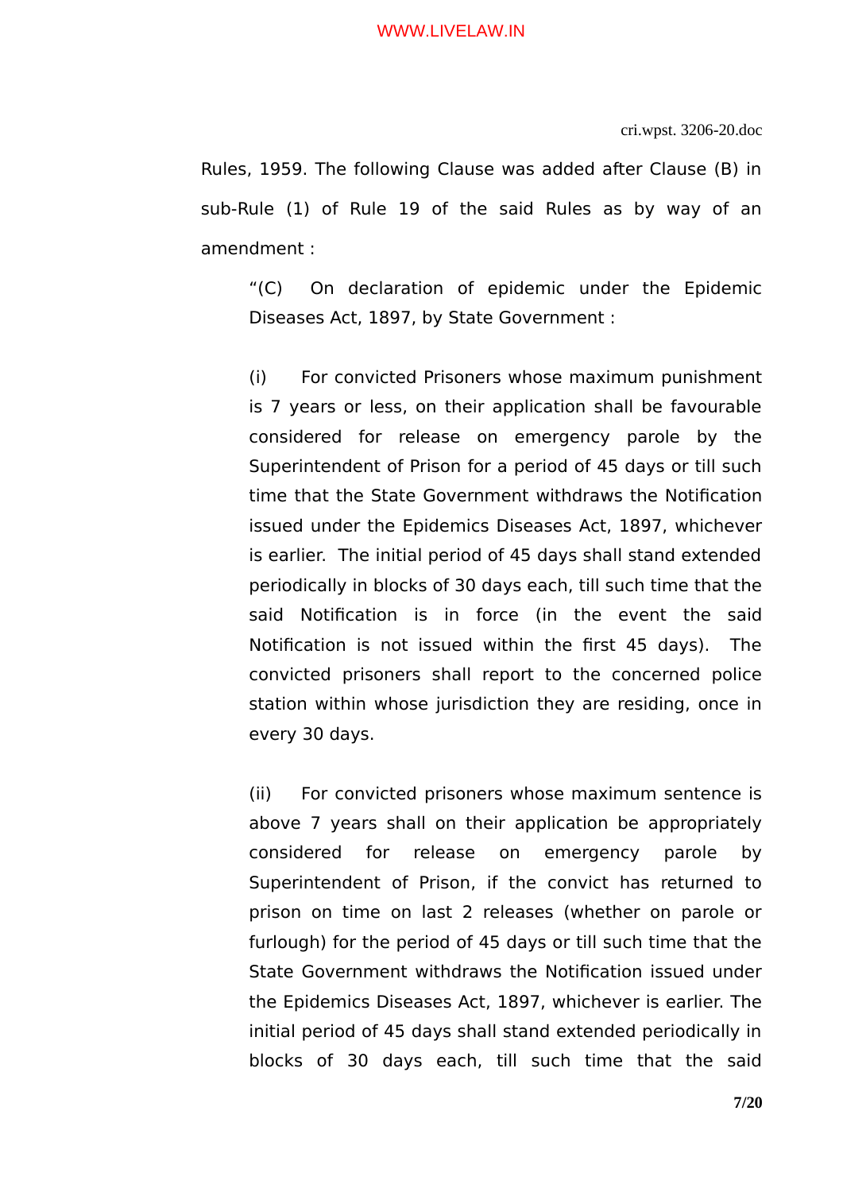Rules, 1959. The following Clause was added after Clause (B) in sub-Rule (1) of Rule 19 of the said Rules as by way of an amendment :

> "(C) On declaration of epidemic under the Epidemic Diseases Act, 1897, by State Government :
>
> (i) For convicted Prisoners whose maximum punishment is 7 years or less, on their application shall be favourable considered for release on emergency parole by the Superintendent of Prison for a period of 45 days or till such time that the State Government withdraws the Notification issued under the Epidemics Diseases Act, 1897, whichever is earlier. The initial period of 45 days shall stand extended periodically in blocks of 30 days each, till such time that the said Notification is in force (in the event the said Notification is not issued within the first 45 days). The convicted prisoners shall report to the concerned police station within whose jurisdiction they are residing, once in every 30 days.
>
> (ii) For convicted prisoners whose maximum sentence is above 7 years shall on their application be appropriately considered for release on emergency parole by Superintendent of Prison, if the convict has returned to prison on time on last 2 releases (whether on parole or furlough) for the period of 45 days or till such time that the State Government withdraws the Notification issued under the Epidemics Diseases Act, 1897, whichever is earlier. The initial period of 45 days shall stand extended periodically in blocks of 30 days each, till such time that the said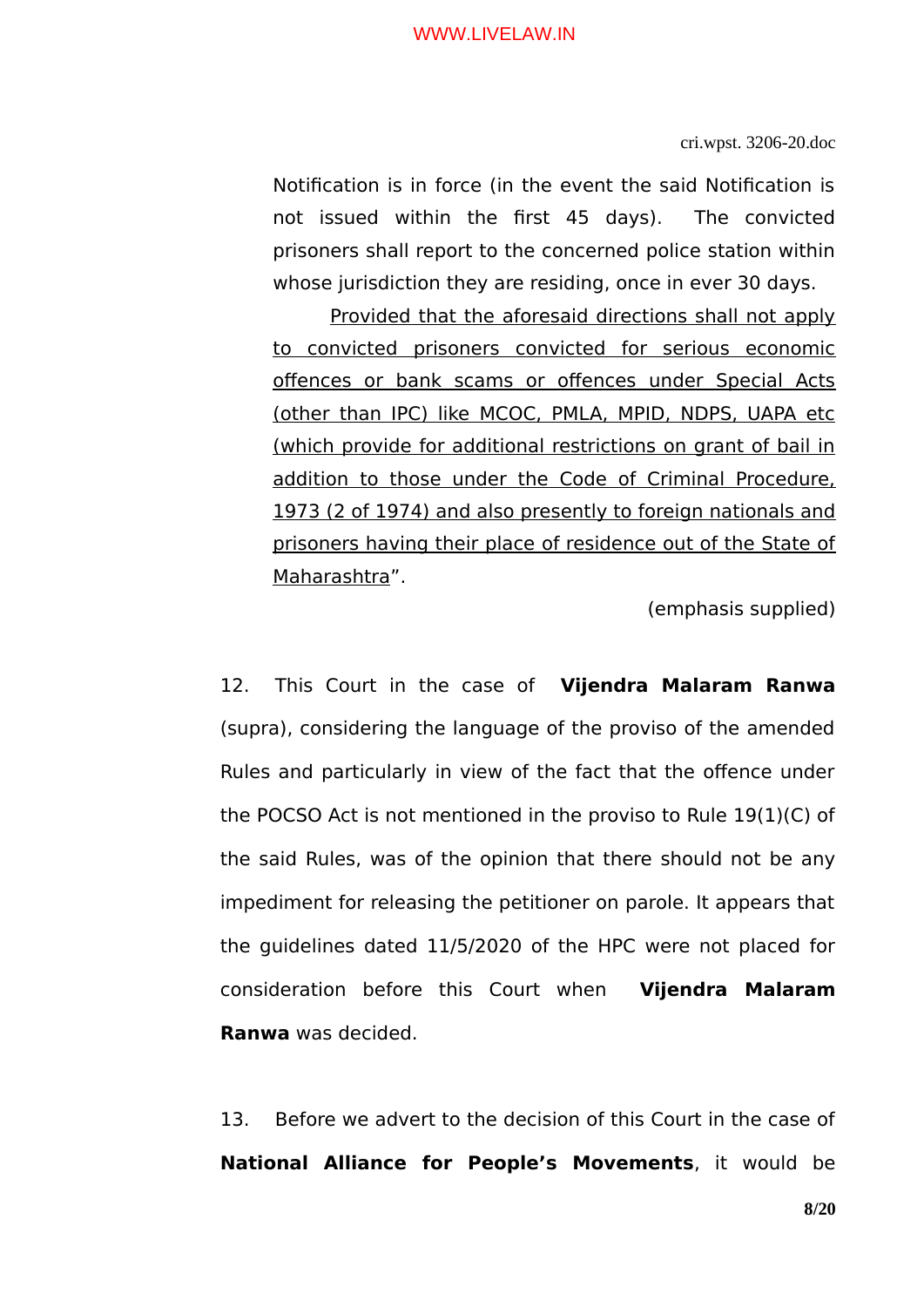Notification is in force (in the event the said Notification is not issued within the first 45 days). The convicted prisoners shall report to the concerned police station within whose jurisdiction they are residing, once in ever 30 days.

<u>Provided that the aforesaid directions shall not apply to convicted prisoners convicted for serious economic offences or bank scams or offences under Special Acts (other than IPC) like MCOC, PMLA, MPID, NDPS, UAPA etc (which provide for additional restrictions on grant of bail in addition to those under the Code of Criminal Procedure, 1973 (2 of 1974) and also presently to foreign nationals and prisoners having their place of residence out of the State of Maharashtra</u>".

(emphasis supplied)

12. This Court in the case of **Vijendra Malaram Ranwa** (supra), considering the language of the proviso of the amended Rules and particularly in view of the fact that the offence under the POCSO Act is not mentioned in the proviso to Rule 19(1)(C) of the said Rules, was of the opinion that there should not be any impediment for releasing the petitioner on parole. It appears that the guidelines dated 11/5/2020 of the HPC were not placed for consideration before this Court when **Vijendra Malaram Ranwa** was decided.

13. Before we advert to the decision of this Court in the case of **National Alliance for People's Movements**, it would be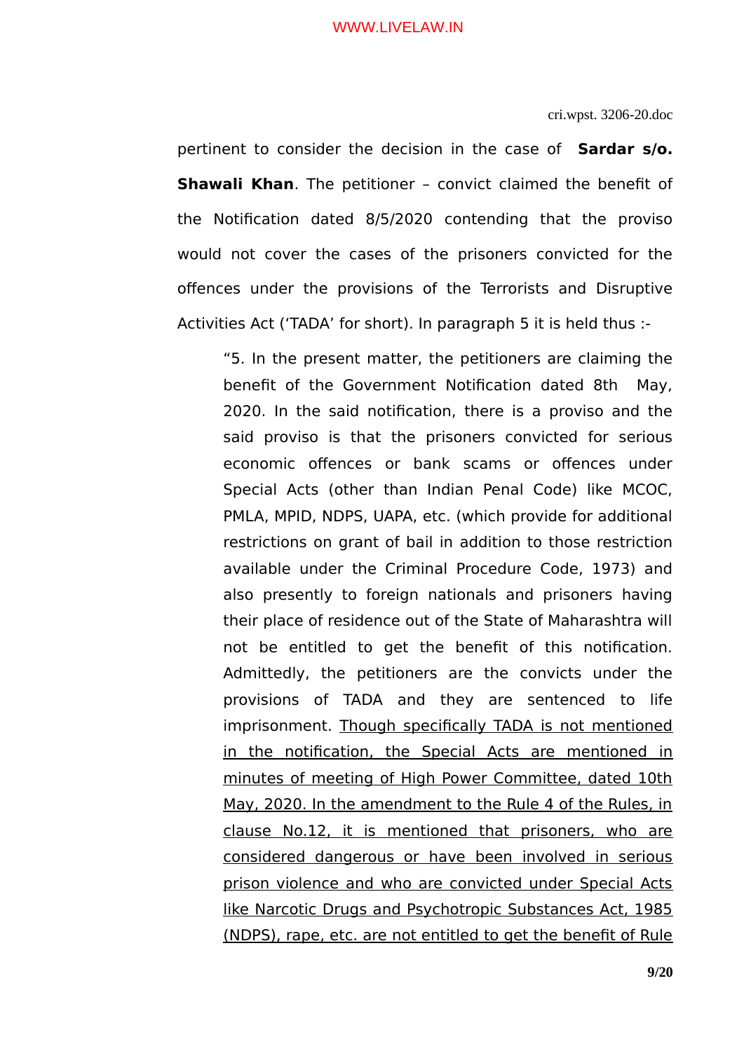pertinent to consider the decision in the case of **Sardar s/o. Shawali Khan**. The petitioner – convict claimed the benefit of the Notification dated 8/5/2020 contending that the proviso would not cover the cases of the prisoners convicted for the offences under the provisions of the Terrorists and Disruptive Activities Act ('TADA' for short). In paragraph 5 it is held thus :-

> "5. In the present matter, the petitioners are claiming the benefit of the Government Notification dated 8th May, 2020. In the said notification, there is a proviso and the said proviso is that the prisoners convicted for serious economic offences or bank scams or offences under Special Acts (other than Indian Penal Code) like MCOC, PMLA, MPID, NDPS, UAPA, etc. (which provide for additional restrictions on grant of bail in addition to those restriction available under the Criminal Procedure Code, 1973) and also presently to foreign nationals and prisoners having their place of residence out of the State of Maharashtra will not be entitled to get the benefit of this notification. Admittedly, the petitioners are the convicts under the provisions of TADA and they are sentenced to life imprisonment. <u>Though specifically TADA is not mentioned in the notification, the Special Acts are mentioned in minutes of meeting of High Power Committee, dated 10th May, 2020. In the amendment to the Rule 4 of the Rules, in clause No.12, it is mentioned that prisoners, who are considered dangerous or have been involved in serious prison violence and who are convicted under Special Acts like Narcotic Drugs and Psychotropic Substances Act, 1985 (NDPS), rape, etc. are not entitled to get the benefit of Rule</u>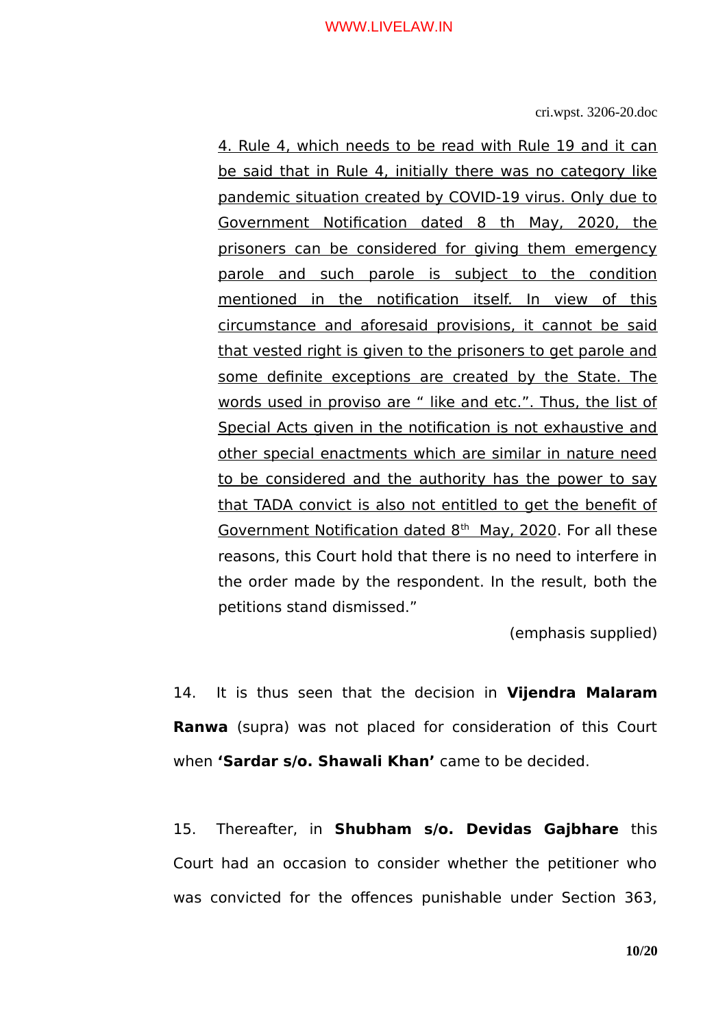> <u>4. Rule 4, which needs to be read with Rule 19 and it can be said that in Rule 4, initially there was no category like pandemic situation created by COVID-19 virus. Only due to Government Notification dated 8 th May, 2020, the prisoners can be considered for giving them emergency parole and such parole is subject to the condition mentioned in the notification itself. In view of this circumstance and aforesaid provisions, it cannot be said that vested right is given to the prisoners to get parole and some definite exceptions are created by the State. The words used in proviso are " like and etc.". Thus, the list of Special Acts given in the notification is not exhaustive and other special enactments which are similar in nature need to be considered and the authority has the power to say that TADA convict is also not entitled to get the benefit of Government Notification dated 8th May, 2020</u>. For all these reasons, this Court hold that there is no need to interfere in the order made by the respondent. In the result, both the petitions stand dismissed."
>
> (emphasis supplied)

14. It is thus seen that the decision in **Vijendra Malaram Ranwa** (supra) was not placed for consideration of this Court when **'Sardar s/o. Shawali Khan'** came to be decided.

15. Thereafter, in **Shubham s/o. Devidas Gajbhare** this Court had an occasion to consider whether the petitioner who was convicted for the offences punishable under Section 363,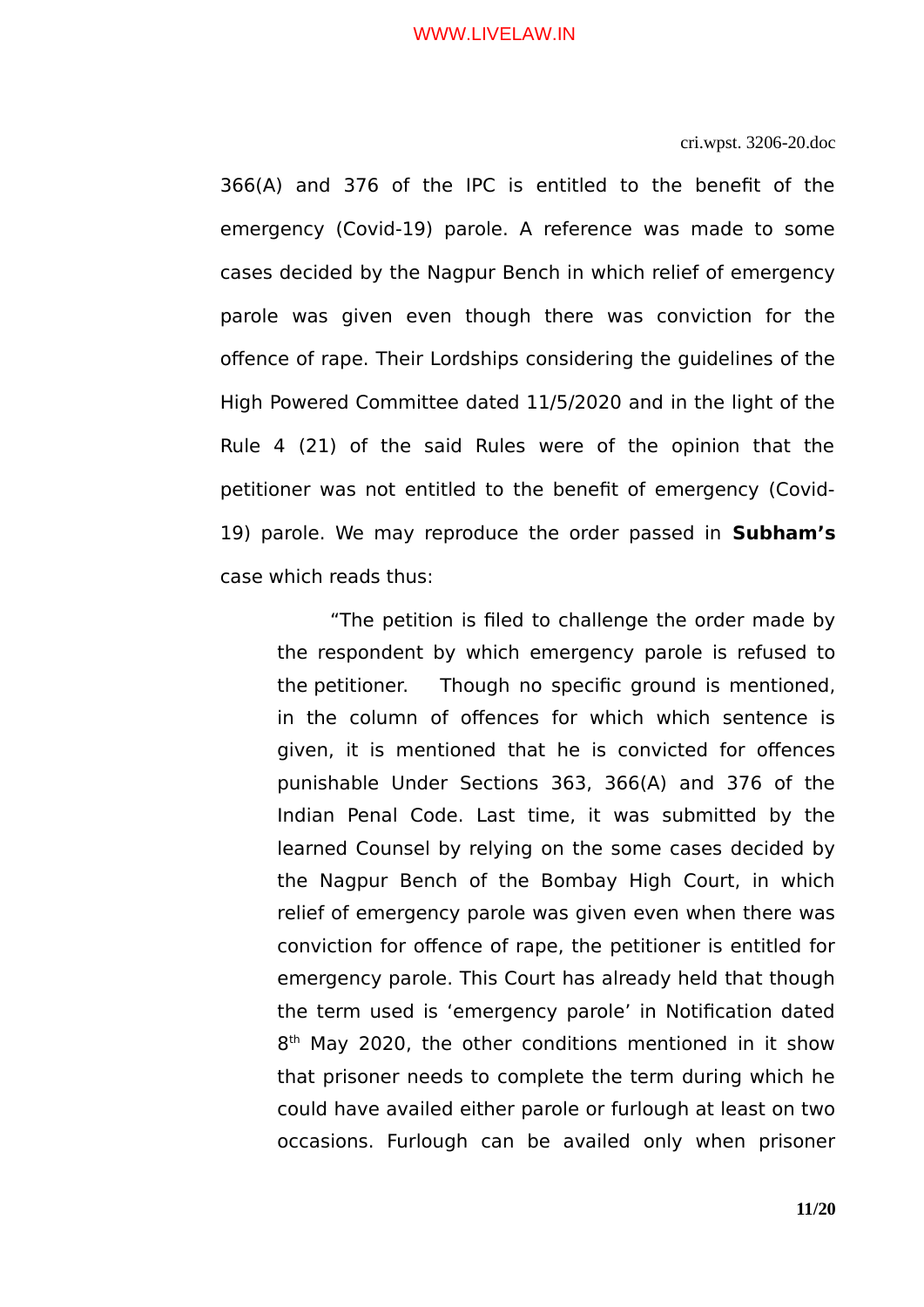366(A) and 376 of the IPC is entitled to the benefit of the emergency (Covid-19) parole. A reference was made to some cases decided by the Nagpur Bench in which relief of emergency parole was given even though there was conviction for the offence of rape. Their Lordships considering the guidelines of the High Powered Committee dated 11/5/2020 and in the light of the Rule 4 (21) of the said Rules were of the opinion that the petitioner was not entitled to the benefit of emergency (Covid-19) parole. We may reproduce the order passed in **Subham's** case which reads thus:

> "The petition is filed to challenge the order made by the respondent by which emergency parole is refused to the petitioner. Though no specific ground is mentioned, in the column of offences for which which sentence is given, it is mentioned that he is convicted for offences punishable Under Sections 363, 366(A) and 376 of the Indian Penal Code. Last time, it was submitted by the learned Counsel by relying on the some cases decided by the Nagpur Bench of the Bombay High Court, in which relief of emergency parole was given even when there was conviction for offence of rape, the petitioner is entitled for emergency parole. This Court has already held that though the term used is 'emergency parole' in Notification dated 8th May 2020, the other conditions mentioned in it show that prisoner needs to complete the term during which he could have availed either parole or furlough at least on two occasions. Furlough can be availed only when prisoner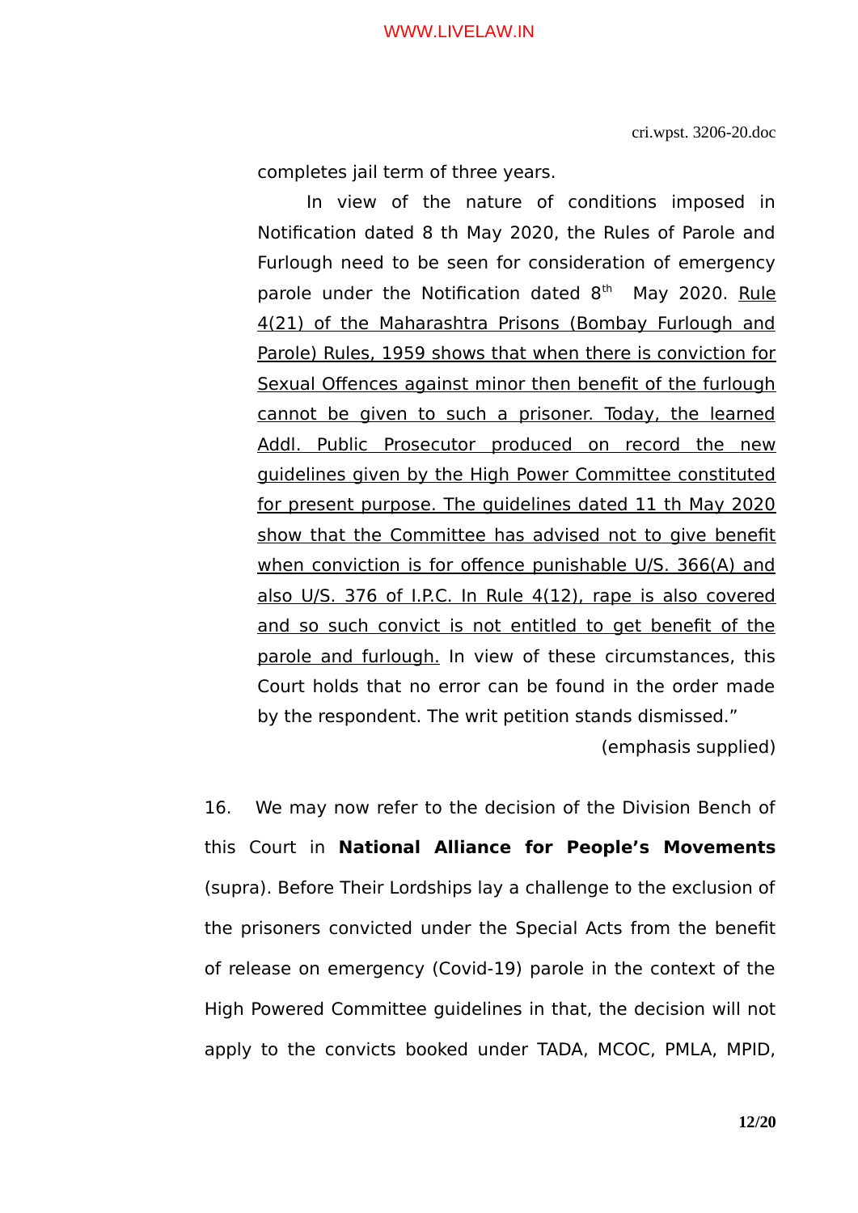completes jail term of three years.

In view of the nature of conditions imposed in Notification dated 8 th May 2020, the Rules of Parole and Furlough need to be seen for consideration of emergency parole under the Notification dated 8th May 2020. Rule 4(21) of the Maharashtra Prisons (Bombay Furlough and Parole) Rules, 1959 shows that when there is conviction for Sexual Offences against minor then benefit of the furlough cannot be given to such a prisoner. Today, the learned Addl. Public Prosecutor produced on record the new guidelines given by the High Power Committee constituted for present purpose. The guidelines dated 11 th May 2020 show that the Committee has advised not to give benefit when conviction is for offence punishable U/S. 366(A) and also U/S. 376 of I.P.C. In Rule 4(12), rape is also covered and so such convict is not entitled to get benefit of the parole and furlough. In view of these circumstances, this Court holds that no error can be found in the order made by the respondent. The writ petition stands dismissed."

(emphasis supplied)

16. We may now refer to the decision of the Division Bench of this Court in **National Alliance for People's Movements** (supra). Before Their Lordships lay a challenge to the exclusion of the prisoners convicted under the Special Acts from the benefit of release on emergency (Covid-19) parole in the context of the High Powered Committee guidelines in that, the decision will not apply to the convicts booked under TADA, MCOC, PMLA, MPID,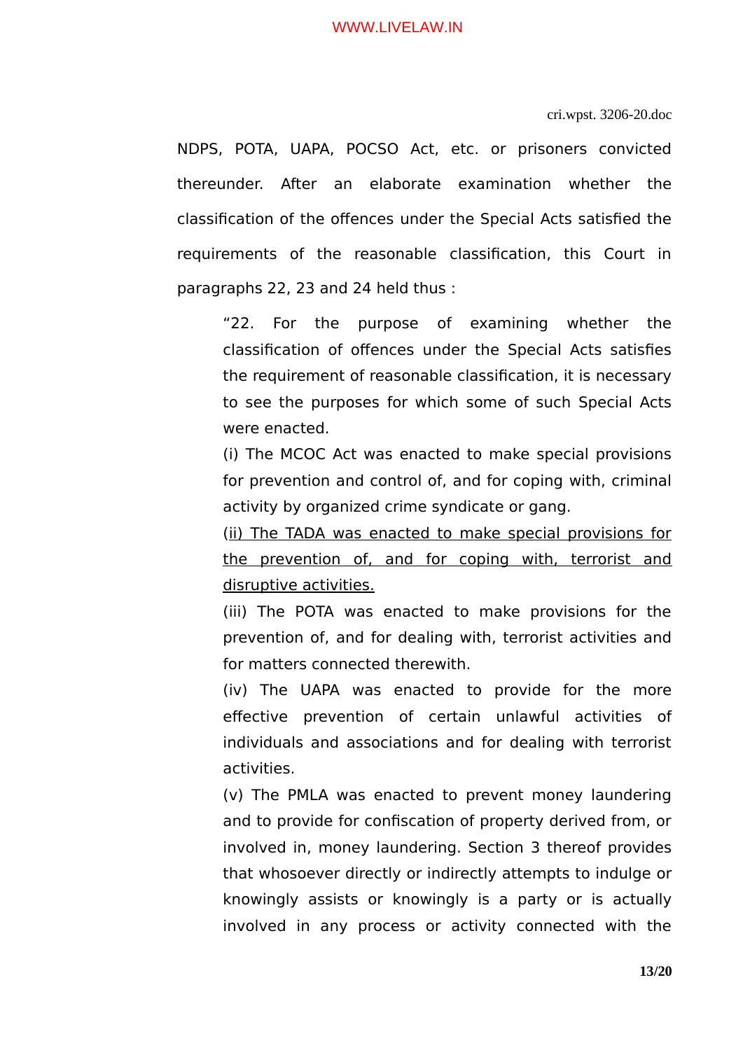NDPS, POTA, UAPA, POCSO Act, etc. or prisoners convicted thereunder. After an elaborate examination whether the classification of the offences under the Special Acts satisfied the requirements of the reasonable classification, this Court in paragraphs 22, 23 and 24 held thus :

> "22. For the purpose of examining whether the classification of offences under the Special Acts satisfies the requirement of reasonable classification, it is necessary to see the purposes for which some of such Special Acts were enacted.
>
> (i) The MCOC Act was enacted to make special provisions for prevention and control of, and for coping with, criminal activity by organized crime syndicate or gang.
>
> (<u>ii) The TADA was enacted to make special provisions for the prevention of, and for coping with, terrorist and disruptive activities.</u>
>
> (iii) The POTA was enacted to make provisions for the prevention of, and for dealing with, terrorist activities and for matters connected therewith.
>
> (iv) The UAPA was enacted to provide for the more effective prevention of certain unlawful activities of individuals and associations and for dealing with terrorist activities.
>
> (v) The PMLA was enacted to prevent money laundering and to provide for confiscation of property derived from, or involved in, money laundering. Section 3 thereof provides that whosoever directly or indirectly attempts to indulge or knowingly assists or knowingly is a party or is actually involved in any process or activity connected with the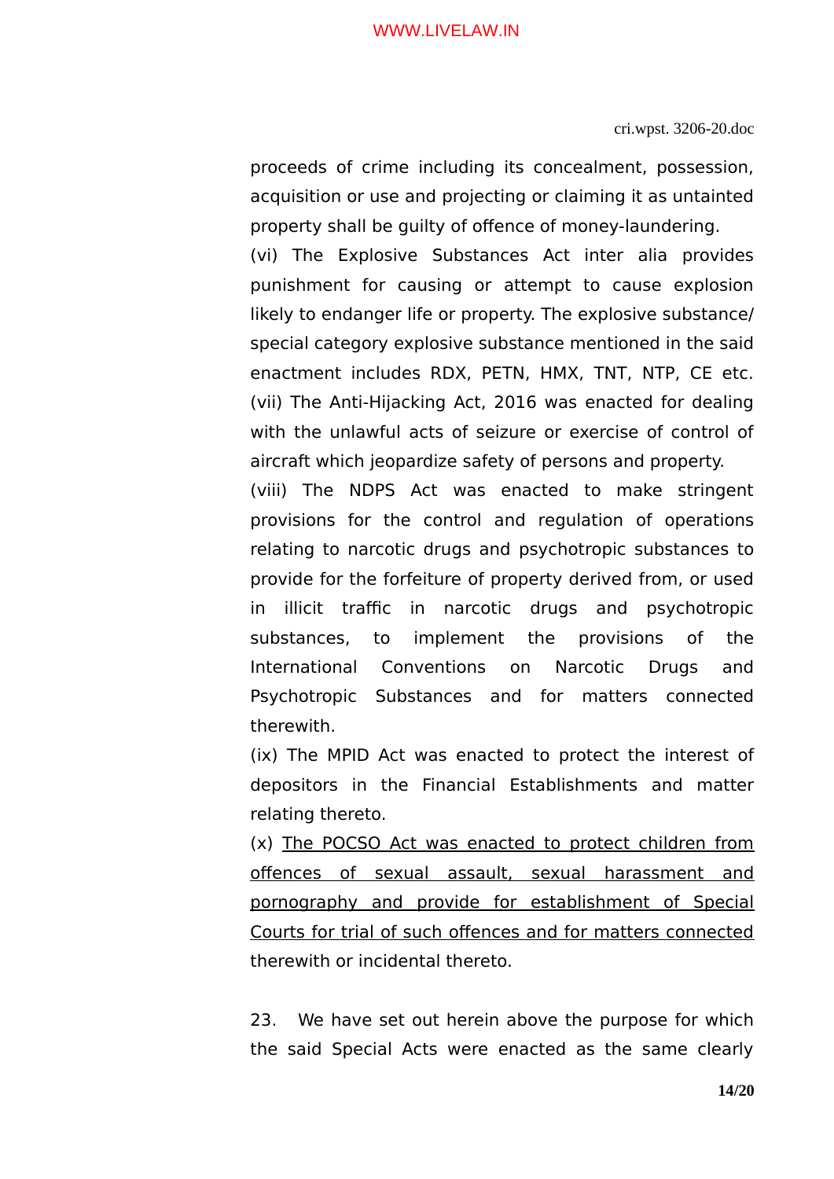proceeds of crime including its concealment, possession, acquisition or use and projecting or claiming it as untainted property shall be guilty of offence of money-laundering.

(vi) The Explosive Substances Act inter alia provides punishment for causing or attempt to cause explosion likely to endanger life or property. The explosive substance/ special category explosive substance mentioned in the said enactment includes RDX, PETN, HMX, TNT, NTP, CE etc.

(vii) The Anti-Hijacking Act, 2016 was enacted for dealing with the unlawful acts of seizure or exercise of control of aircraft which jeopardize safety of persons and property.

(viii) The NDPS Act was enacted to make stringent provisions for the control and regulation of operations relating to narcotic drugs and psychotropic substances to provide for the forfeiture of property derived from, or used in illicit traffic in narcotic drugs and psychotropic substances, to implement the provisions of the International Conventions on Narcotic Drugs and Psychotropic Substances and for matters connected therewith.

(ix) The MPID Act was enacted to protect the interest of depositors in the Financial Establishments and matter relating thereto.

(x) <u>The POCSO Act was enacted to protect children from offences of sexual assault, sexual harassment and pornography and provide for establishment of Special Courts for trial of such offences and for matters connected</u> therewith or incidental thereto.

23. We have set out herein above the purpose for which the said Special Acts were enacted as the same clearly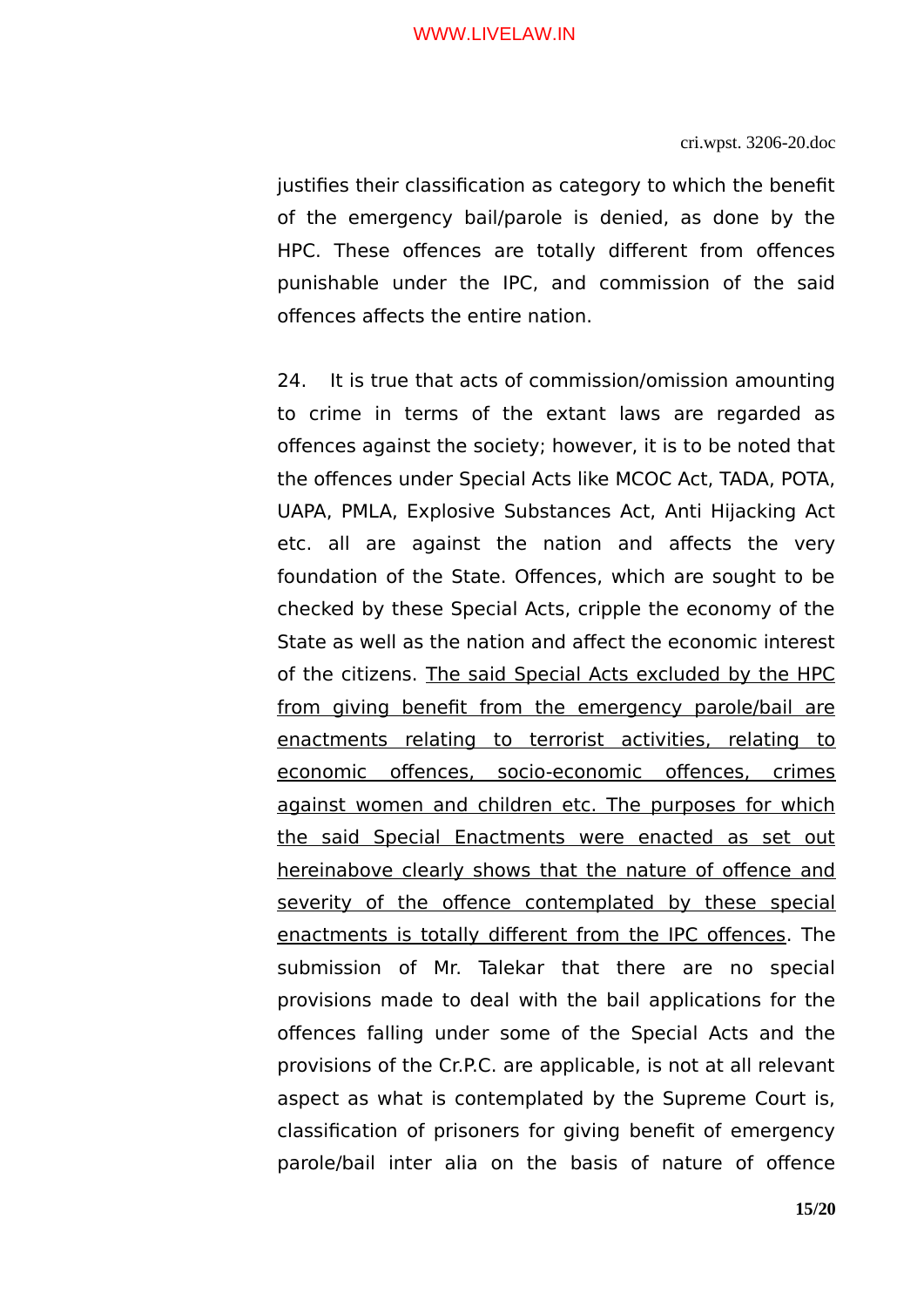justifies their classification as category to which the benefit of the emergency bail/parole is denied, as done by the HPC. These offences are totally different from offences punishable under the IPC, and commission of the said offences affects the entire nation.

24. It is true that acts of commission/omission amounting to crime in terms of the extant laws are regarded as offences against the society; however, it is to be noted that the offences under Special Acts like MCOC Act, TADA, POTA, UAPA, PMLA, Explosive Substances Act, Anti Hijacking Act etc. all are against the nation and affects the very foundation of the State. Offences, which are sought to be checked by these Special Acts, cripple the economy of the State as well as the nation and affect the economic interest of the citizens. <u>The said Special Acts excluded by the HPC from giving benefit from the emergency parole/bail are enactments relating to terrorist activities, relating to economic offences, socio-economic offences, crimes against women and children etc. The purposes for which the said Special Enactments were enacted as set out hereinabove clearly shows that the nature of offence and severity of the offence contemplated by these special enactments is totally different from the IPC offences</u>. The submission of Mr. Talekar that there are no special provisions made to deal with the bail applications for the offences falling under some of the Special Acts and the provisions of the Cr.P.C. are applicable, is not at all relevant aspect as what is contemplated by the Supreme Court is, classification of prisoners for giving benefit of emergency parole/bail inter alia on the basis of nature of offence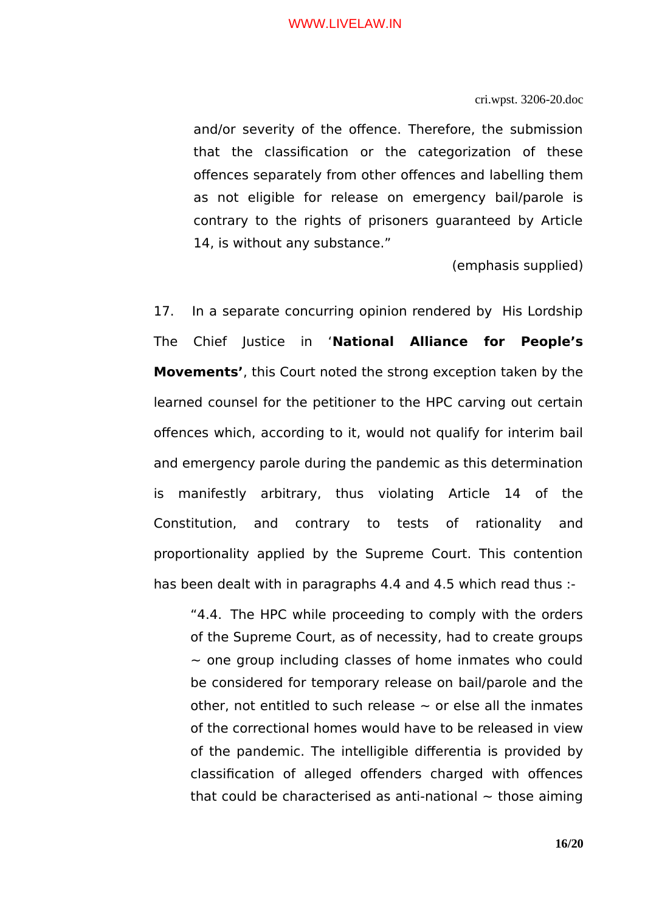> and/or severity of the offence. Therefore, the submission that the classification or the categorization of these offences separately from other offences and labelling them as not eligible for release on emergency bail/parole is contrary to the rights of prisoners guaranteed by Article 14, is without any substance."
>
> (emphasis supplied)

17. In a separate concurring opinion rendered by His Lordship The Chief Justice in '**National Alliance for People's Movements'**, this Court noted the strong exception taken by the learned counsel for the petitioner to the HPC carving out certain offences which, according to it, would not qualify for interim bail and emergency parole during the pandemic as this determination is manifestly arbitrary, thus violating Article 14 of the Constitution, and contrary to tests of rationality and proportionality applied by the Supreme Court. This contention has been dealt with in paragraphs 4.4 and 4.5 which read thus :-

> "4.4. The HPC while proceeding to comply with the orders of the Supreme Court, as of necessity, had to create groups ~ one group including classes of home inmates who could be considered for temporary release on bail/parole and the other, not entitled to such release ~ or else all the inmates of the correctional homes would have to be released in view of the pandemic. The intelligible differentia is provided by classification of alleged offenders charged with offences that could be characterised as anti-national ~ those aiming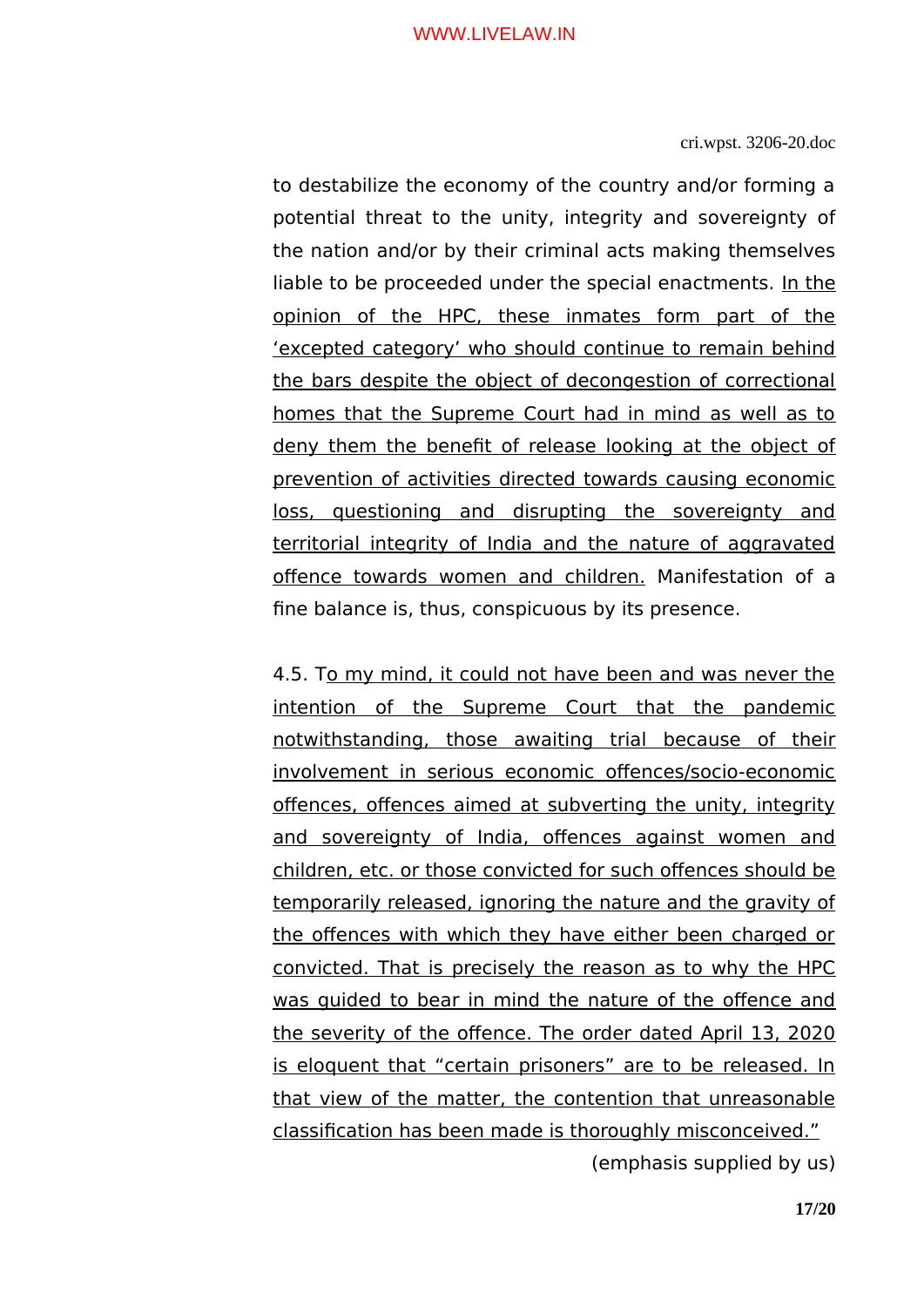to destabilize the economy of the country and/or forming a potential threat to the unity, integrity and sovereignty of the nation and/or by their criminal acts making themselves liable to be proceeded under the special enactments. <u>In the opinion of the HPC, these inmates form part of the 'excepted category' who should continue to remain behind the bars despite the object of decongestion of correctional homes that the Supreme Court had in mind as well as to deny them the benefit of release looking at the object of prevention of activities directed towards causing economic loss, questioning and disrupting the sovereignty and territorial integrity of India and the nature of aggravated offence towards women and children.</u> Manifestation of a fine balance is, thus, conspicuous by its presence.

4.5. T<u>o my mind, it could not have been and was never the intention of the Supreme Court that the pandemic notwithstanding, those awaiting trial because of their involvement in serious economic offences/socio-economic offences, offences aimed at subverting the unity, integrity and sovereignty of India, offences against women and children, etc. or those convicted for such offences should be temporarily released, ignoring the nature and the gravity of the offences with which they have either been charged or convicted. That is precisely the reason as to why the HPC was guided to bear in mind the nature of the offence and the severity of the offence. The order dated April 13, 2020 is eloquent that "certain prisoners" are to be released. In that view of the matter, the contention that unreasonable classification has been made is thoroughly misconceived."</u>

(emphasis supplied by us)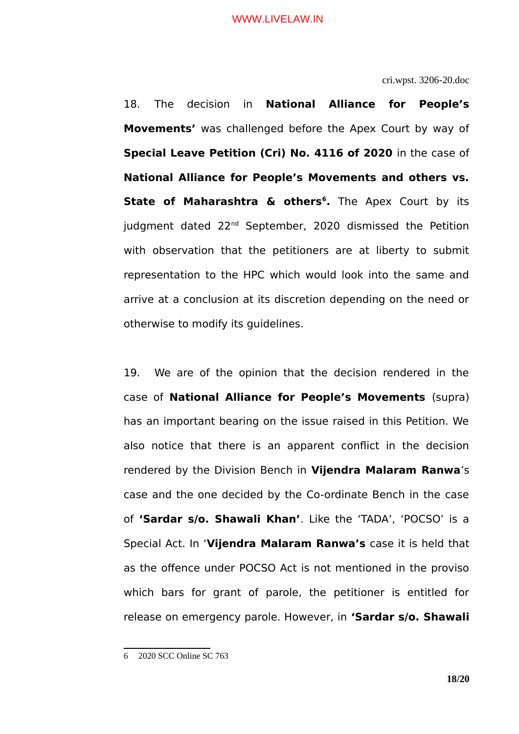18. The decision in **National Alliance for People's Movements'** was challenged before the Apex Court by way of **Special Leave Petition (Cri) No. 4116 of 2020** in the case of **National Alliance for People's Movements and others vs. State of Maharashtra & others[6].** The Apex Court by its judgment dated 22nd September, 2020 dismissed the Petition with observation that the petitioners are at liberty to submit representation to the HPC which would look into the same and arrive at a conclusion at its discretion depending on the need or otherwise to modify its guidelines.

19. We are of the opinion that the decision rendered in the case of **National Alliance for People's Movements** (supra) has an important bearing on the issue raised in this Petition. We also notice that there is an apparent conflict in the decision rendered by the Division Bench in **Vijendra Malaram Ranwa**'s case and the one decided by the Co-ordinate Bench in the case of **'Sardar s/o. Shawali Khan'**. Like the 'TADA', 'POCSO' is a Special Act. In '**Vijendra Malaram Ranwa's** case it is held that as the offence under POCSO Act is not mentioned in the proviso which bars for grant of parole, the petitioner is entitled for release on emergency parole. However, in **'Sardar s/o. Shawali**

6 2020 SCC Online SC 763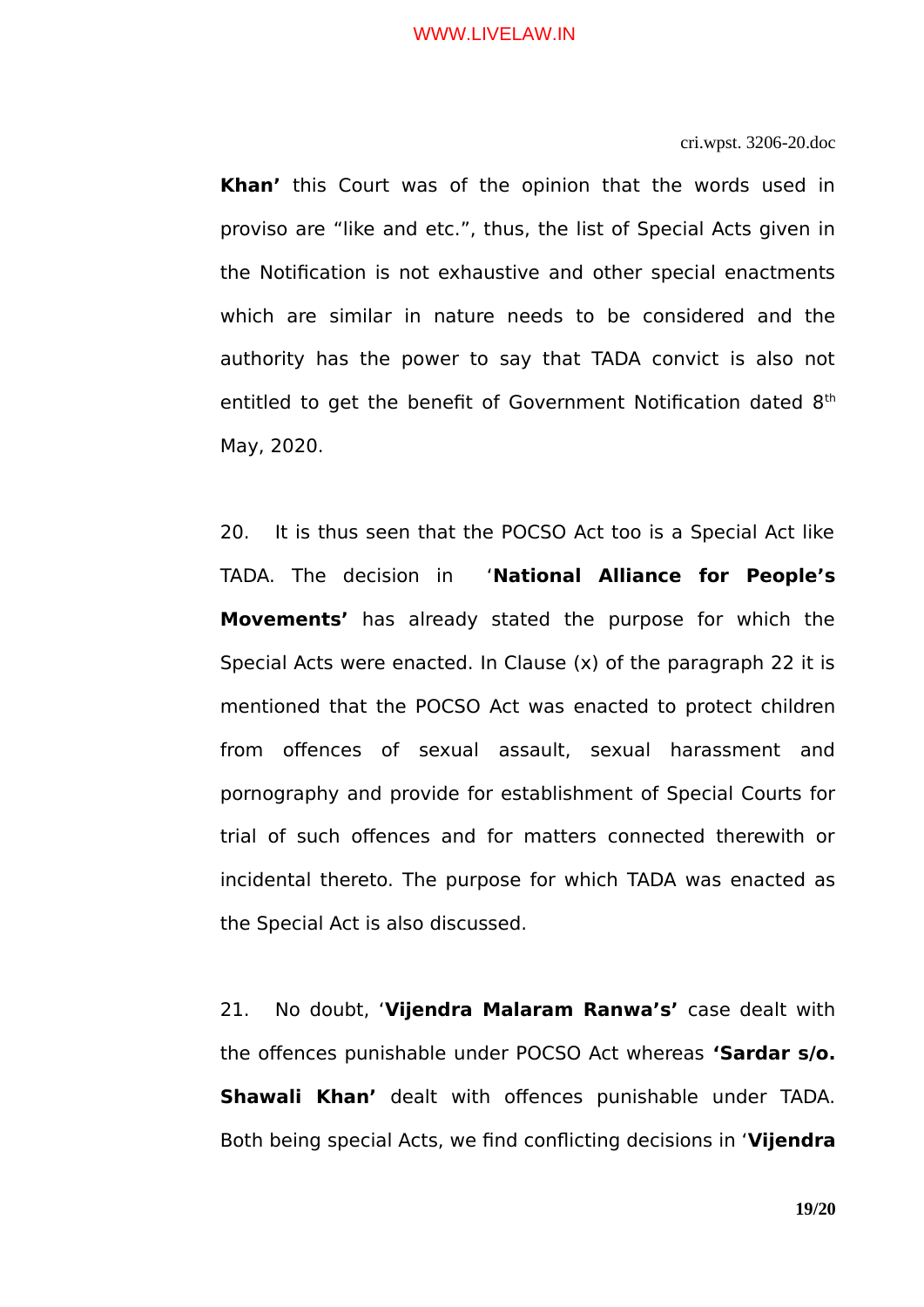**Khan'** this Court was of the opinion that the words used in proviso are "like and etc.", thus, the list of Special Acts given in the Notification is not exhaustive and other special enactments which are similar in nature needs to be considered and the authority has the power to say that TADA convict is also not entitled to get the benefit of Government Notification dated 8th May, 2020.

20. It is thus seen that the POCSO Act too is a Special Act like TADA. The decision in '**National Alliance for People's Movements'** has already stated the purpose for which the Special Acts were enacted. In Clause (x) of the paragraph 22 it is mentioned that the POCSO Act was enacted to protect children from offences of sexual assault, sexual harassment and pornography and provide for establishment of Special Courts for trial of such offences and for matters connected therewith or incidental thereto. The purpose for which TADA was enacted as the Special Act is also discussed.

21. No doubt, '**Vijendra Malaram Ranwa's'** case dealt with the offences punishable under POCSO Act whereas **'Sardar s/o. Shawali Khan'** dealt with offences punishable under TADA. Both being special Acts, we find conflicting decisions in '**Vijendra**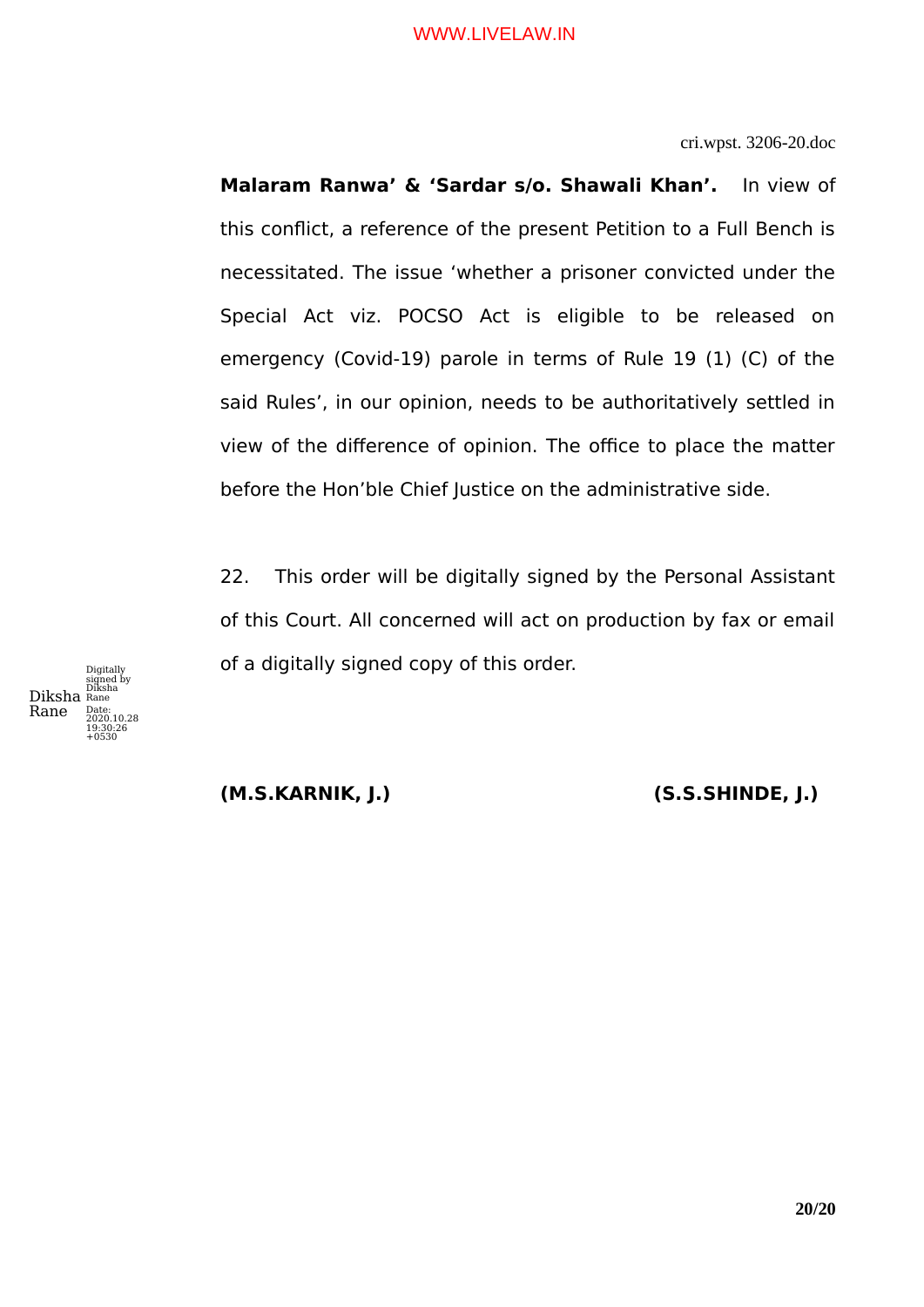**Malaram Ranwa' & 'Sardar s/o. Shawali Khan'.** In view of this conflict, a reference of the present Petition to a Full Bench is necessitated. The issue 'whether a prisoner convicted under the Special Act viz. POCSO Act is eligible to be released on emergency (Covid-19) parole in terms of Rule 19 (1) (C) of the said Rules', in our opinion, needs to be authoritatively settled in view of the difference of opinion. The office to place the matter before the Hon'ble Chief Justice on the administrative side.

22. This order will be digitally signed by the Personal Assistant of this Court. All concerned will act on production by fax or email of a digitally signed copy of this order.

Digitally signed by Diksha Rane
Date: 2020.10.28 19:30:26 +0530

**(M.S.KARNIK, J.)** **(S.S.SHINDE, J.)**